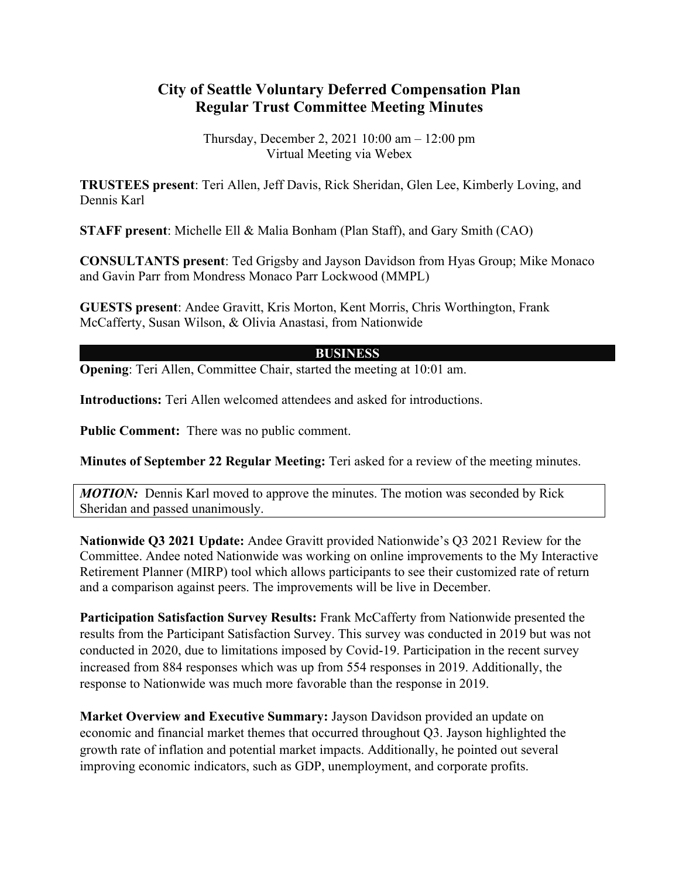# City of Seattle Voluntary Deferred Compensation Plan
# Regular Trust Committee Meeting Minutes

Thursday, December 2, 2021 10:00 am – 12:00 pm
Virtual Meeting via Webex

**TRUSTEES present**: Teri Allen, Jeff Davis, Rick Sheridan, Glen Lee, Kimberly Loving, and Dennis Karl

**STAFF present**: Michelle Ell & Malia Bonham (Plan Staff), and Gary Smith (CAO)

**CONSULTANTS present**: Ted Grigsby and Jayson Davidson from Hyas Group; Mike Monaco and Gavin Parr from Mondress Monaco Parr Lockwood (MMPL)

**GUESTS present**: Andee Gravitt, Kris Morton, Kent Morris, Chris Worthington, Frank McCafferty, Susan Wilson, & Olivia Anastasi, from Nationwide

## BUSINESS

**Opening**: Teri Allen, Committee Chair, started the meeting at 10:01 am.

**Introductions:** Teri Allen welcomed attendees and asked for introductions.

**Public Comment:** There was no public comment.

**Minutes of September 22 Regular Meeting:** Teri asked for a review of the meeting minutes.

> ***MOTION:*** Dennis Karl moved to approve the minutes. The motion was seconded by Rick Sheridan and passed unanimously.

**Nationwide Q3 2021 Update:** Andee Gravitt provided Nationwide's Q3 2021 Review for the Committee. Andee noted Nationwide was working on online improvements to the My Interactive Retirement Planner (MIRP) tool which allows participants to see their customized rate of return and a comparison against peers. The improvements will be live in December.

**Participation Satisfaction Survey Results:** Frank McCafferty from Nationwide presented the results from the Participant Satisfaction Survey. This survey was conducted in 2019 but was not conducted in 2020, due to limitations imposed by Covid-19. Participation in the recent survey increased from 884 responses which was up from 554 responses in 2019. Additionally, the response to Nationwide was much more favorable than the response in 2019.

**Market Overview and Executive Summary:** Jayson Davidson provided an update on economic and financial market themes that occurred throughout Q3. Jayson highlighted the growth rate of inflation and potential market impacts. Additionally, he pointed out several improving economic indicators, such as GDP, unemployment, and corporate profits.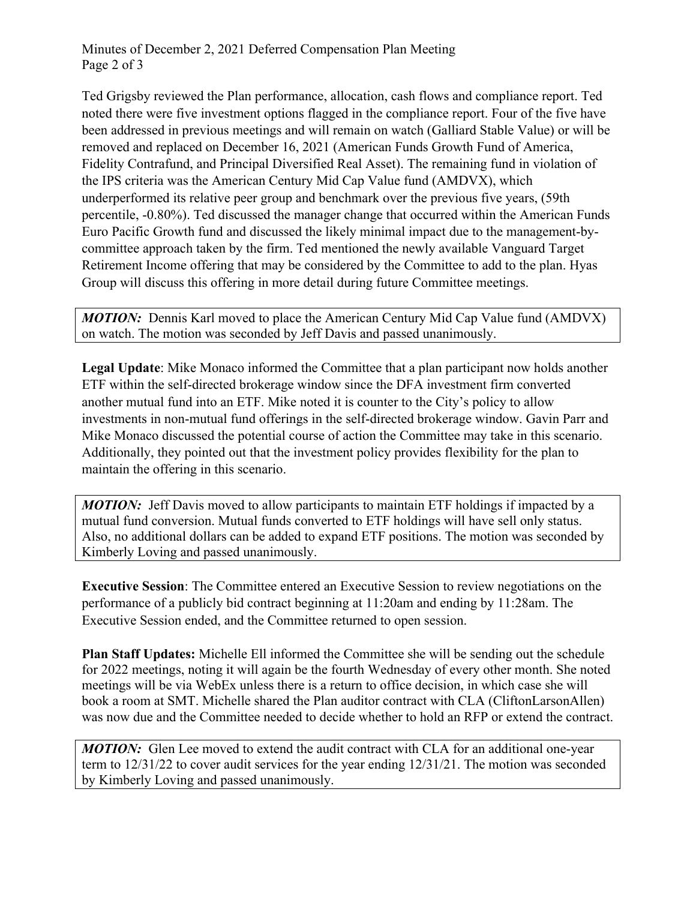Ted Grigsby reviewed the Plan performance, allocation, cash flows and compliance report. Ted noted there were five investment options flagged in the compliance report. Four of the five have been addressed in previous meetings and will remain on watch (Galliard Stable Value) or will be removed and replaced on December 16, 2021 (American Funds Growth Fund of America, Fidelity Contrafund, and Principal Diversified Real Asset). The remaining fund in violation of the IPS criteria was the American Century Mid Cap Value fund (AMDVX), which underperformed its relative peer group and benchmark over the previous five years, (59th percentile, -0.80%). Ted discussed the manager change that occurred within the American Funds Euro Pacific Growth fund and discussed the likely minimal impact due to the management-by-committee approach taken by the firm. Ted mentioned the newly available Vanguard Target Retirement Income offering that may be considered by the Committee to add to the plan. Hyas Group will discuss this offering in more detail during future Committee meetings.

***MOTION:*** Dennis Karl moved to place the American Century Mid Cap Value fund (AMDVX) on watch. The motion was seconded by Jeff Davis and passed unanimously.

**Legal Update**: Mike Monaco informed the Committee that a plan participant now holds another ETF within the self-directed brokerage window since the DFA investment firm converted another mutual fund into an ETF. Mike noted it is counter to the City's policy to allow investments in non-mutual fund offerings in the self-directed brokerage window. Gavin Parr and Mike Monaco discussed the potential course of action the Committee may take in this scenario. Additionally, they pointed out that the investment policy provides flexibility for the plan to maintain the offering in this scenario.

***MOTION:*** Jeff Davis moved to allow participants to maintain ETF holdings if impacted by a mutual fund conversion. Mutual funds converted to ETF holdings will have sell only status. Also, no additional dollars can be added to expand ETF positions. The motion was seconded by Kimberly Loving and passed unanimously.

**Executive Session**: The Committee entered an Executive Session to review negotiations on the performance of a publicly bid contract beginning at 11:20am and ending by 11:28am. The Executive Session ended, and the Committee returned to open session.

**Plan Staff Updates:** Michelle Ell informed the Committee she will be sending out the schedule for 2022 meetings, noting it will again be the fourth Wednesday of every other month. She noted meetings will be via WebEx unless there is a return to office decision, in which case she will book a room at SMT. Michelle shared the Plan auditor contract with CLA (CliftonLarsonAllen) was now due and the Committee needed to decide whether to hold an RFP or extend the contract.

***MOTION:*** Glen Lee moved to extend the audit contract with CLA for an additional one-year term to 12/31/22 to cover audit services for the year ending 12/31/21. The motion was seconded by Kimberly Loving and passed unanimously.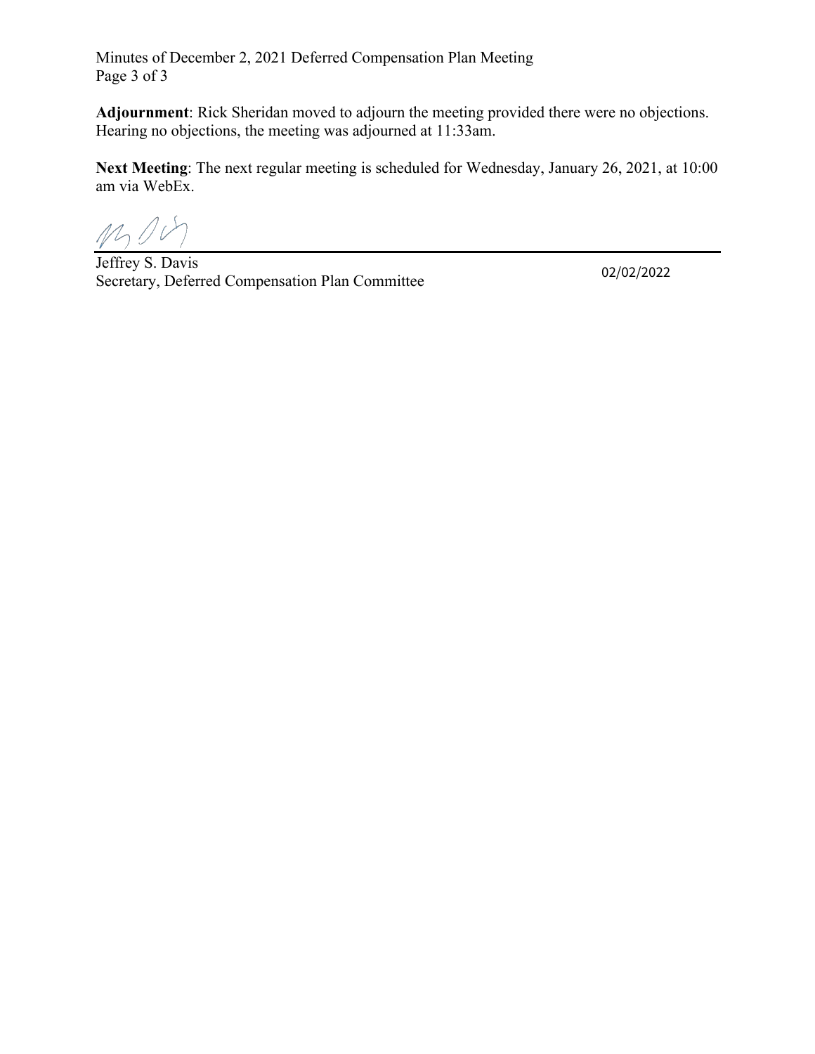**Adjournment**: Rick Sheridan moved to adjourn the meeting provided there were no objections. Hearing no objections, the meeting was adjourned at 11:33am.

**Next Meeting**: The next regular meeting is scheduled for Wednesday, January 26, 2021, at 10:00 am via WebEx.

Jeffrey S. Davis
Secretary, Deferred Compensation Plan Committee

02/02/2022